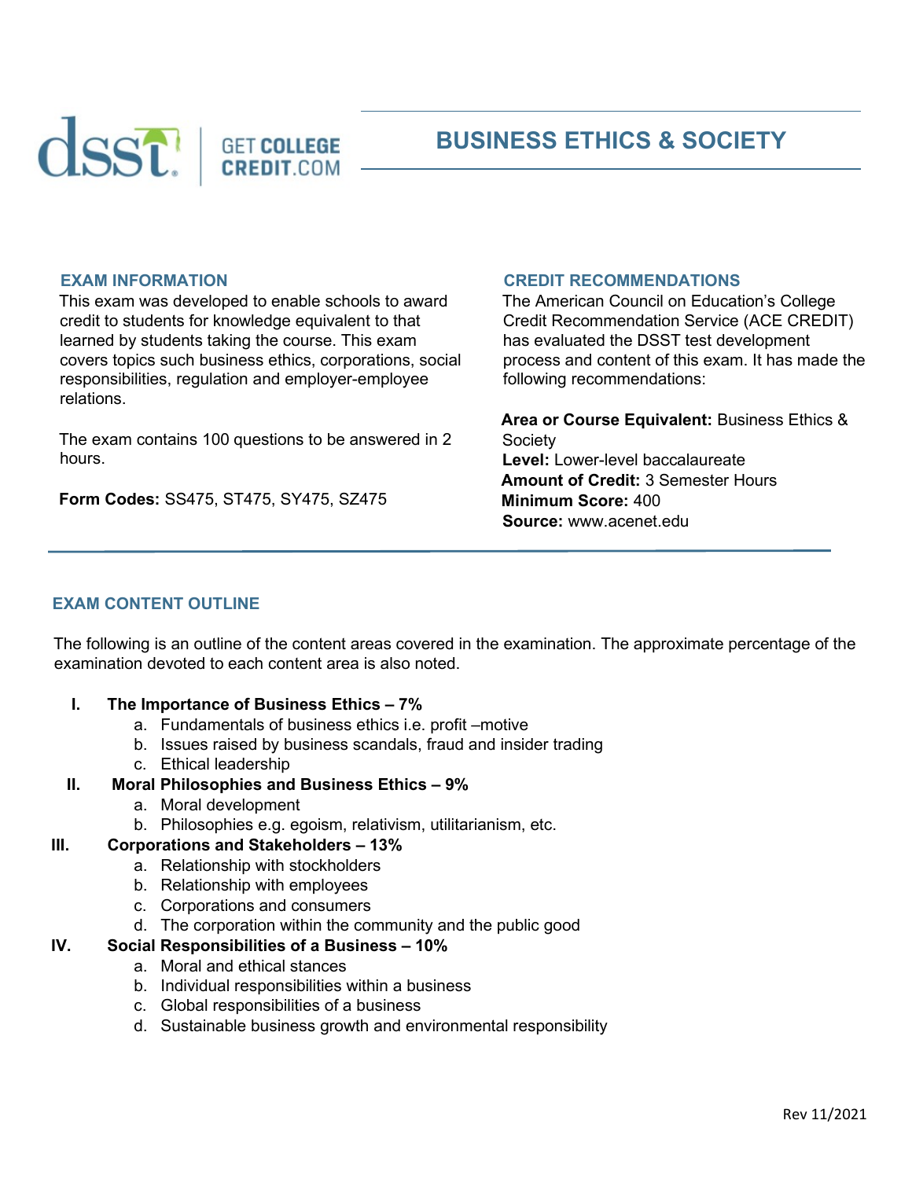# BUSINESS ETHICS & SOCIETY

## EXAM INFORMATION

This exam was developed to enable schools to award credit to students for knowledge equivalent to that learned by students taking the course. This exam covers topics such business ethics, corporations, social responsibilities, regulation and employer-employee relations.

The exam contains 100 questions to be answered in 2 hours.

**Form Codes:** SS475, ST475, SY475, SZ475

## CREDIT RECOMMENDATIONS

The American Council on Education's College Credit Recommendation Service (ACE CREDIT) has evaluated the DSST test development process and content of this exam. It has made the following recommendations:

**Area or Course Equivalent:** Business Ethics & Society
**Level:** Lower-level baccalaureate
**Amount of Credit:** 3 Semester Hours
**Minimum Score:** 400
**Source:** www.acenet.edu

## EXAM CONTENT OUTLINE

The following is an outline of the content areas covered in the examination. The approximate percentage of the examination devoted to each content area is also noted.

I. **The Importance of Business Ethics – 7%**
   a. Fundamentals of business ethics i.e. profit –motive
   b. Issues raised by business scandals, fraud and insider trading
   c. Ethical leadership

II. **Moral Philosophies and Business Ethics – 9%**
   a. Moral development
   b. Philosophies e.g. egoism, relativism, utilitarianism, etc.

III. **Corporations and Stakeholders – 13%**
   a. Relationship with stockholders
   b. Relationship with employees
   c. Corporations and consumers
   d. The corporation within the community and the public good

IV. **Social Responsibilities of a Business – 10%**
   a. Moral and ethical stances
   b. Individual responsibilities within a business
   c. Global responsibilities of a business
   d. Sustainable business growth and environmental responsibility

Rev 11/2021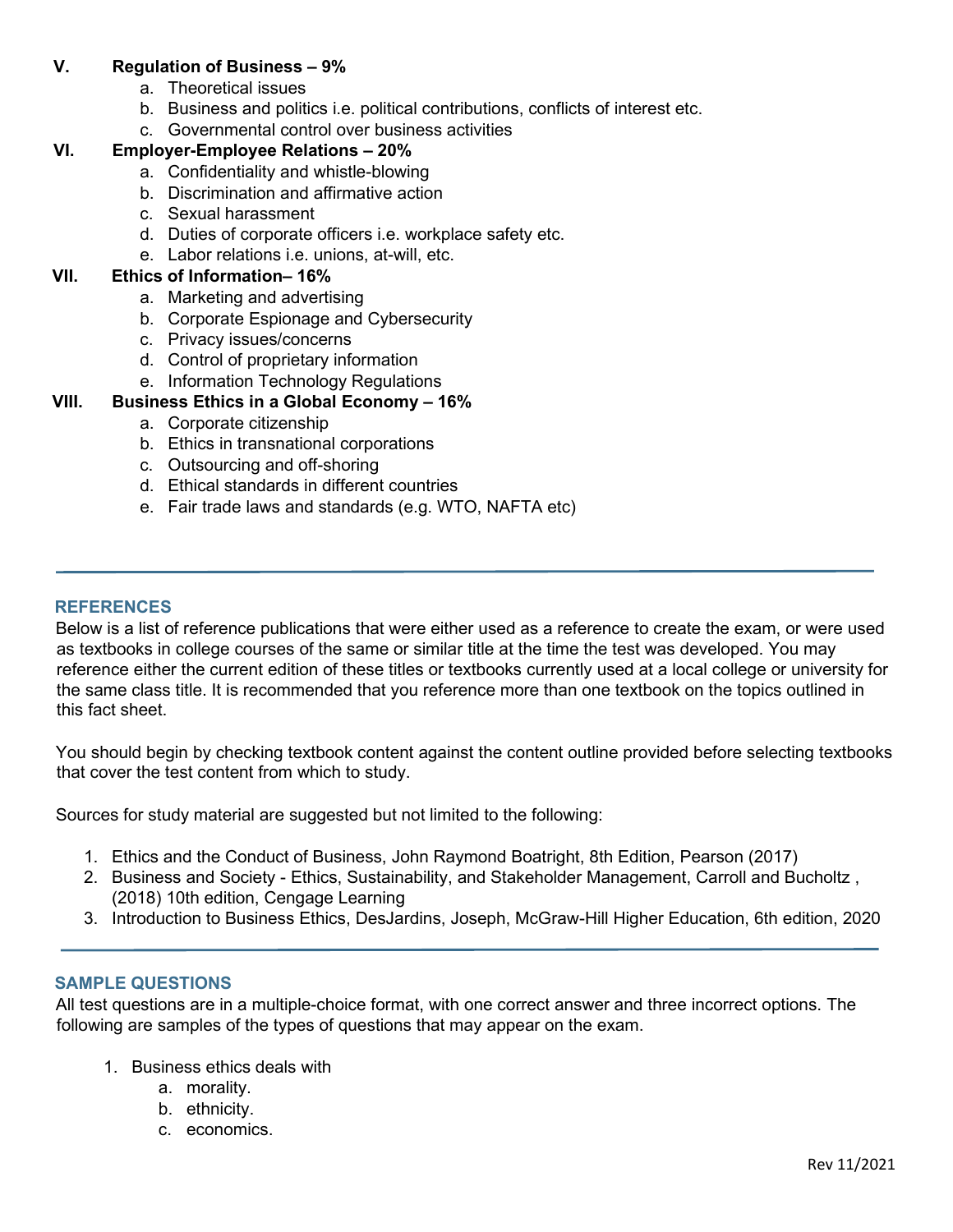**V. Regulation of Business – 9%**

a. Theoretical issues
b. Business and politics i.e. political contributions, conflicts of interest etc.
c. Governmental control over business activities

**VI. Employer-Employee Relations – 20%**

a. Confidentiality and whistle-blowing
b. Discrimination and affirmative action
c. Sexual harassment
d. Duties of corporate officers i.e. workplace safety etc.
e. Labor relations i.e. unions, at-will, etc.

**VII. Ethics of Information– 16%**

a. Marketing and advertising
b. Corporate Espionage and Cybersecurity
c. Privacy issues/concerns
d. Control of proprietary information
e. Information Technology Regulations

**VIII. Business Ethics in a Global Economy – 16%**

a. Corporate citizenship
b. Ethics in transnational corporations
c. Outsourcing and off-shoring
d. Ethical standards in different countries
e. Fair trade laws and standards (e.g. WTO, NAFTA etc)

---

## REFERENCES

Below is a list of reference publications that were either used as a reference to create the exam, or were used as textbooks in college courses of the same or similar title at the time the test was developed. You may reference either the current edition of these titles or textbooks currently used at a local college or university for the same class title. It is recommended that you reference more than one textbook on the topics outlined in this fact sheet.

You should begin by checking textbook content against the content outline provided before selecting textbooks that cover the test content from which to study.

Sources for study material are suggested but not limited to the following:

1. Ethics and the Conduct of Business, John Raymond Boatright, 8th Edition, Pearson (2017)
2. Business and Society - Ethics, Sustainability, and Stakeholder Management, Carroll and Bucholtz , (2018) 10th edition, Cengage Learning
3. Introduction to Business Ethics, DesJardins, Joseph, McGraw-Hill Higher Education, 6th edition, 2020

---

## SAMPLE QUESTIONS

All test questions are in a multiple-choice format, with one correct answer and three incorrect options. The following are samples of the types of questions that may appear on the exam.

1. Business ethics deals with
   a. morality.
   b. ethnicity.
   c. economics.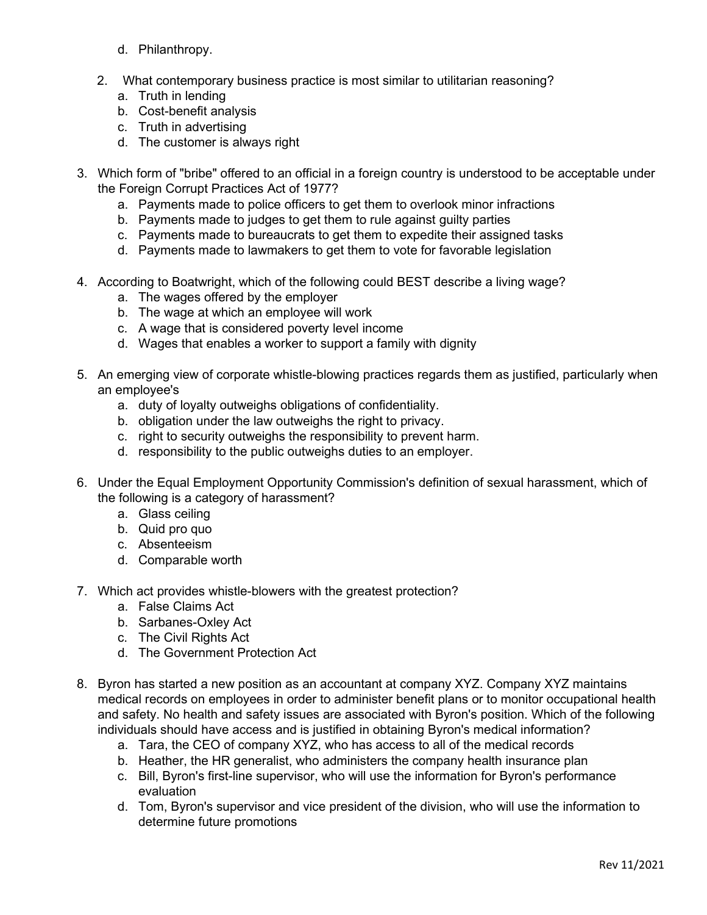d. Philanthropy.

2. What contemporary business practice is most similar to utilitarian reasoning?
   a. Truth in lending
   b. Cost-benefit analysis
   c. Truth in advertising
   d. The customer is always right

3. Which form of "bribe" offered to an official in a foreign country is understood to be acceptable under the Foreign Corrupt Practices Act of 1977?
   a. Payments made to police officers to get them to overlook minor infractions
   b. Payments made to judges to get them to rule against guilty parties
   c. Payments made to bureaucrats to get them to expedite their assigned tasks
   d. Payments made to lawmakers to get them to vote for favorable legislation

4. According to Boatwright, which of the following could BEST describe a living wage?
   a. The wages offered by the employer
   b. The wage at which an employee will work
   c. A wage that is considered poverty level income
   d. Wages that enables a worker to support a family with dignity

5. An emerging view of corporate whistle-blowing practices regards them as justified, particularly when an employee's
   a. duty of loyalty outweighs obligations of confidentiality.
   b. obligation under the law outweighs the right to privacy.
   c. right to security outweighs the responsibility to prevent harm.
   d. responsibility to the public outweighs duties to an employer.

6. Under the Equal Employment Opportunity Commission's definition of sexual harassment, which of the following is a category of harassment?
   a. Glass ceiling
   b. Quid pro quo
   c. Absenteeism
   d. Comparable worth

7. Which act provides whistle-blowers with the greatest protection?
   a. False Claims Act
   b. Sarbanes-Oxley Act
   c. The Civil Rights Act
   d. The Government Protection Act

8. Byron has started a new position as an accountant at company XYZ. Company XYZ maintains medical records on employees in order to administer benefit plans or to monitor occupational health and safety. No health and safety issues are associated with Byron's position. Which of the following individuals should have access and is justified in obtaining Byron's medical information?
   a. Tara, the CEO of company XYZ, who has access to all of the medical records
   b. Heather, the HR generalist, who administers the company health insurance plan
   c. Bill, Byron's first-line supervisor, who will use the information for Byron's performance evaluation
   d. Tom, Byron's supervisor and vice president of the division, who will use the information to determine future promotions

Rev 11/2021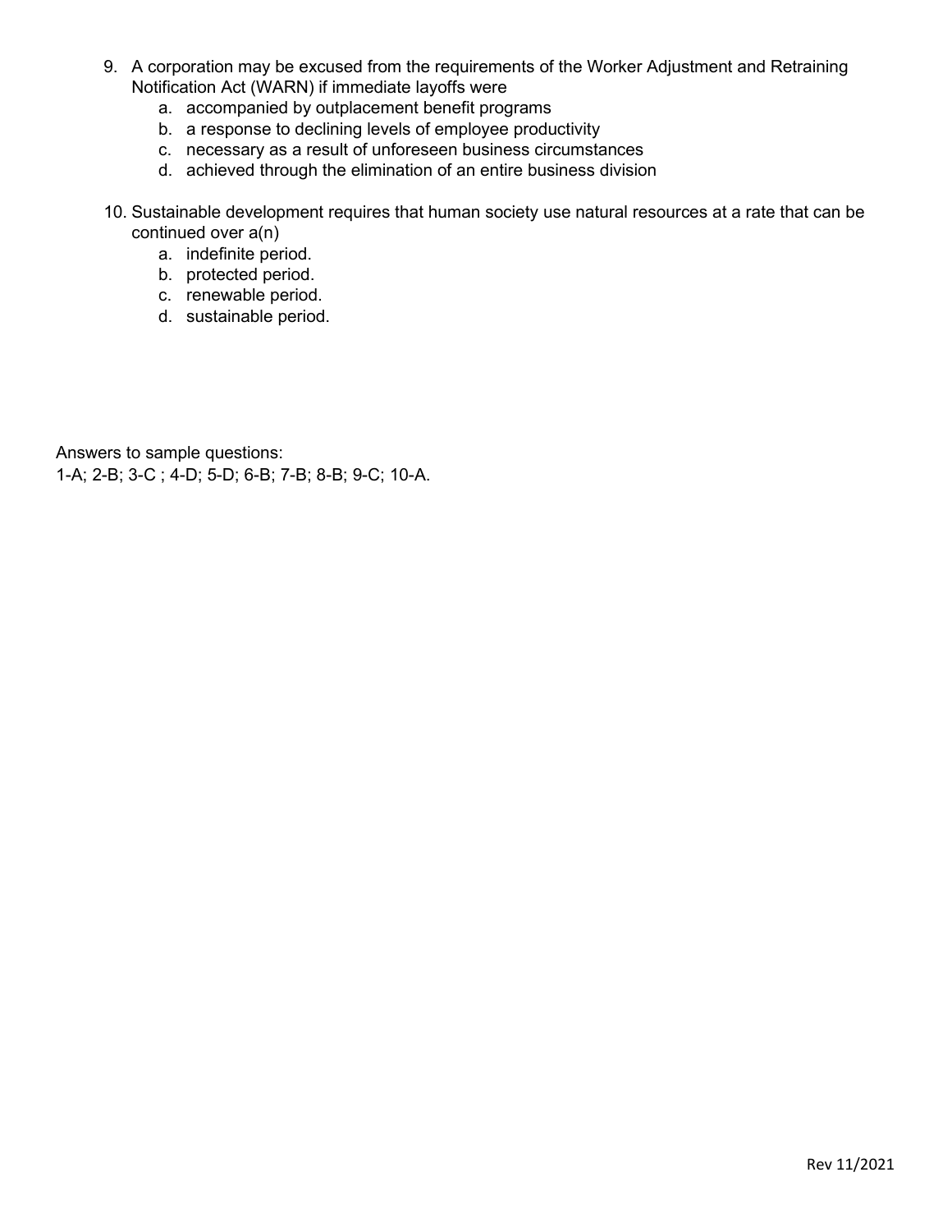9. A corporation may be excused from the requirements of the Worker Adjustment and Retraining Notification Act (WARN) if immediate layoffs were
   a. accompanied by outplacement benefit programs
   b. a response to declining levels of employee productivity
   c. necessary as a result of unforeseen business circumstances
   d. achieved through the elimination of an entire business division

10. Sustainable development requires that human society use natural resources at a rate that can be continued over a(n)
    a. indefinite period.
    b. protected period.
    c. renewable period.
    d. sustainable period.

Answers to sample questions:
1-A; 2-B; 3-C ; 4-D; 5-D; 6-B; 7-B; 8-B; 9-C; 10-A.

Rev 11/2021